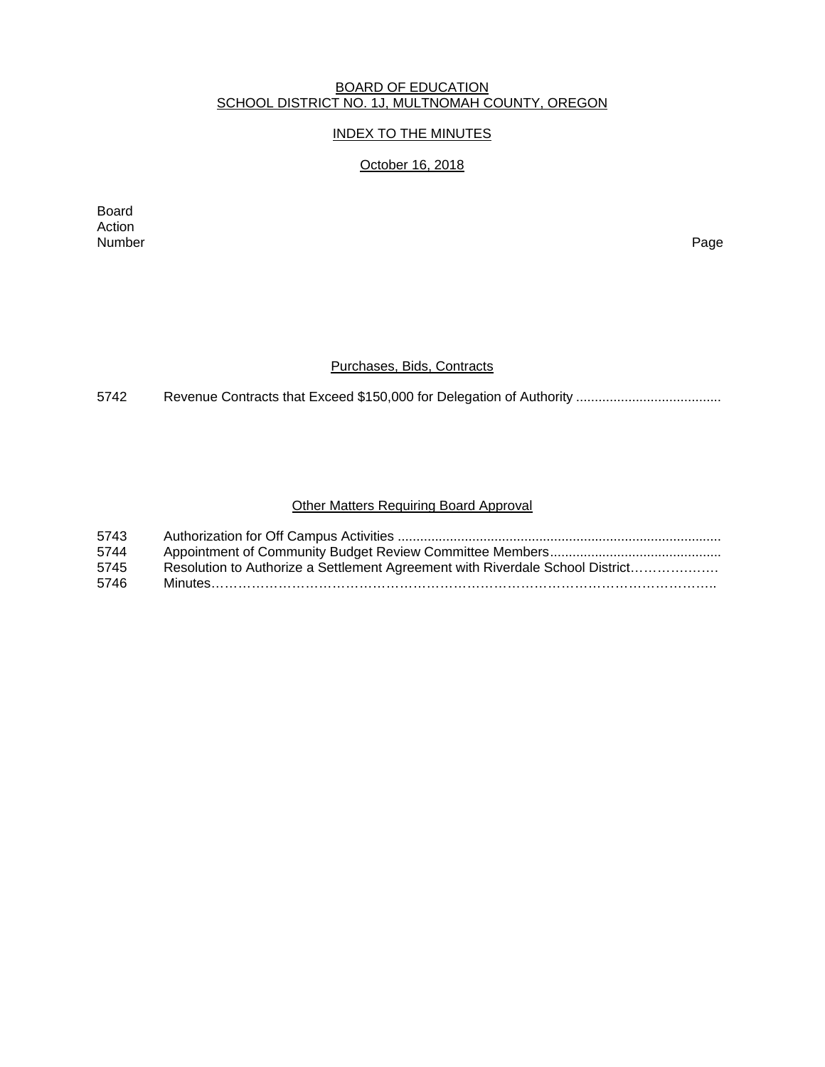BOARD OF EDUCATION
SCHOOL DISTRICT NO. 1J, MULTNOMAH COUNTY, OREGON

INDEX TO THE MINUTES

October 16, 2018

| Board Action Number | | Page |
|---|---|---|

### Purchases, Bids, Contracts

| | | |
|---|---|---|
| 5742 | Revenue Contracts that Exceed $150,000 for Delegation of Authority | |

### Other Matters Requiring Board Approval

| | | |
|---|---|---|
| 5743 | Authorization for Off Campus Activities | |
| 5744 | Appointment of Community Budget Review Committee Members | |
| 5745 | Resolution to Authorize a Settlement Agreement with Riverdale School District | |
| 5746 | Minutes | |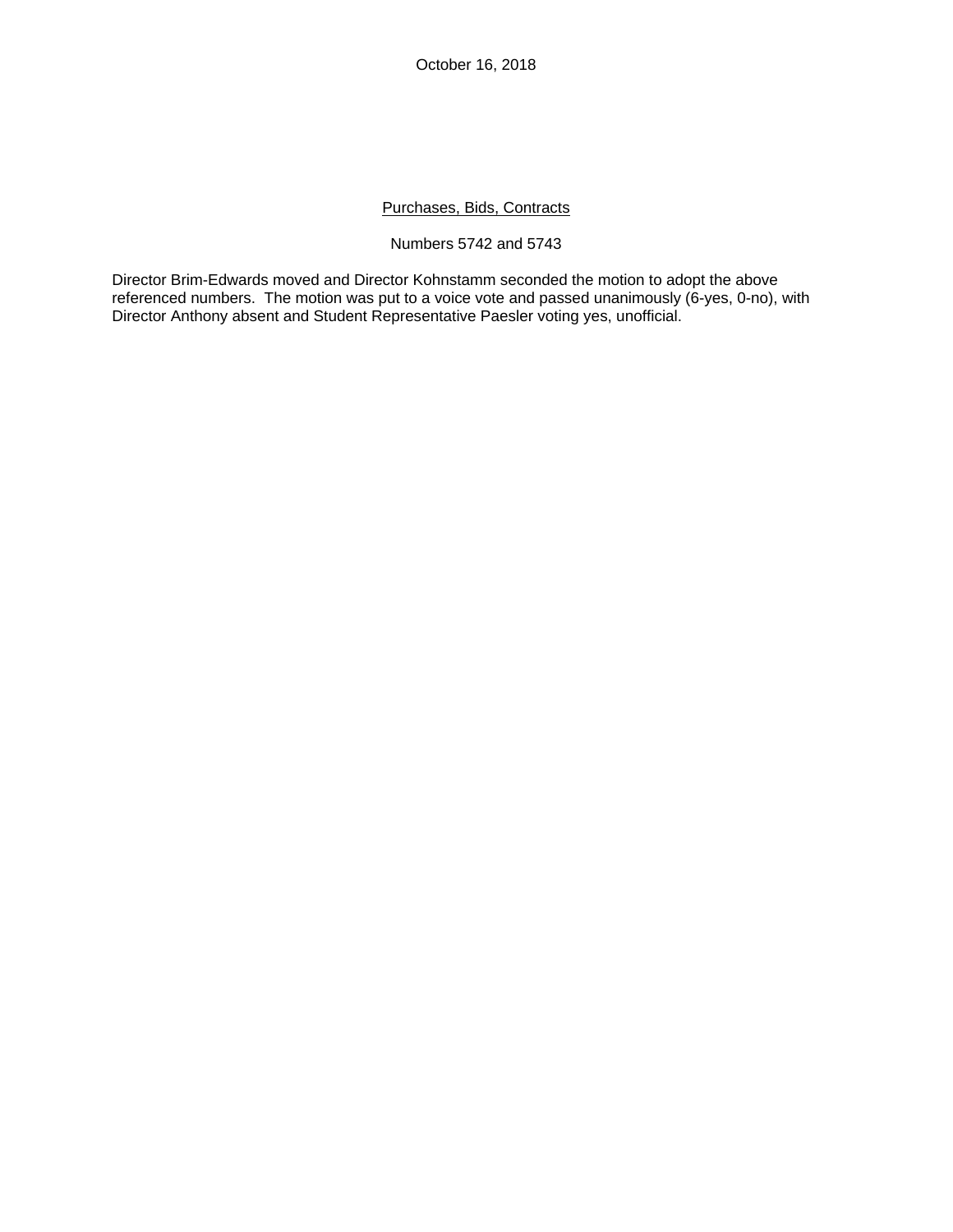October 16, 2018

Purchases, Bids, Contracts

Numbers 5742 and 5743

Director Brim-Edwards moved and Director Kohnstamm seconded the motion to adopt the above referenced numbers. The motion was put to a voice vote and passed unanimously (6-yes, 0-no), with Director Anthony absent and Student Representative Paesler voting yes, unofficial.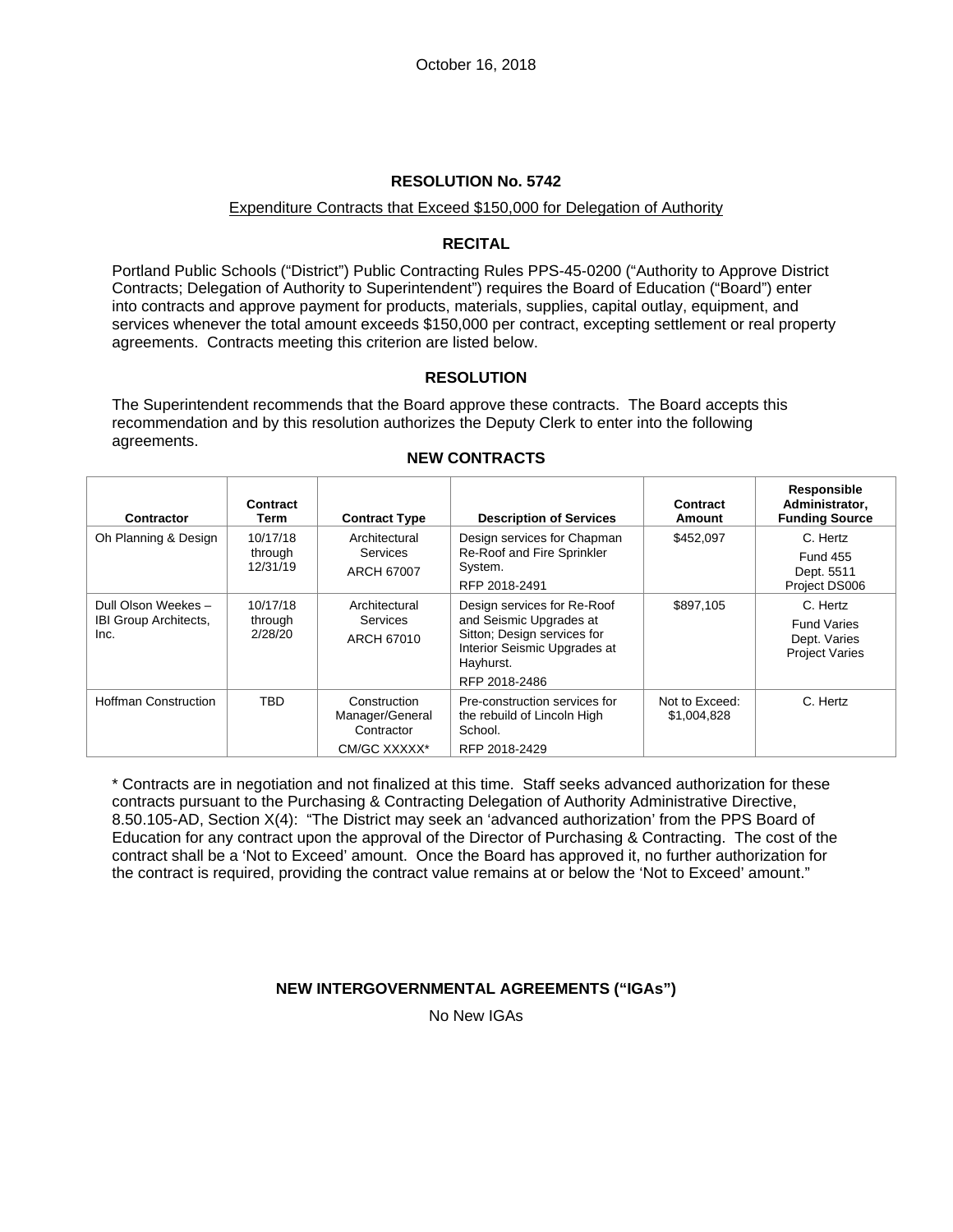October 16, 2018

## RESOLUTION No. 5742

Expenditure Contracts that Exceed $150,000 for Delegation of Authority

### RECITAL

Portland Public Schools ("District") Public Contracting Rules PPS-45-0200 ("Authority to Approve District Contracts; Delegation of Authority to Superintendent") requires the Board of Education ("Board") enter into contracts and approve payment for products, materials, supplies, capital outlay, equipment, and services whenever the total amount exceeds $150,000 per contract, excepting settlement or real property agreements. Contracts meeting this criterion are listed below.

### RESOLUTION

The Superintendent recommends that the Board approve these contracts. The Board accepts this recommendation and by this resolution authorizes the Deputy Clerk to enter into the following agreements.

### NEW CONTRACTS

| Contractor | Contract Term | Contract Type | Description of Services | Contract Amount | Responsible Administrator, Funding Source |
|---|---|---|---|---|---|
| Oh Planning & Design | 10/17/18 through 12/31/19 | Architectural Services<br>ARCH 67007 | Design services for Chapman Re-Roof and Fire Sprinkler System.<br>RFP 2018-2491 | $452,097 | C. Hertz<br>Fund 455<br>Dept. 5511<br>Project DS006 |
| Dull Olson Weekes – IBI Group Architects, Inc. | 10/17/18 through 2/28/20 | Architectural Services<br>ARCH 67010 | Design services for Re-Roof and Seismic Upgrades at Sitton; Design services for Interior Seismic Upgrades at Hayhurst.<br>RFP 2018-2486 | $897,105 | C. Hertz<br>Fund Varies<br>Dept. Varies<br>Project Varies |
| Hoffman Construction | TBD | Construction Manager/General Contractor<br>CM/GC XXXXX* | Pre-construction services for the rebuild of Lincoln High School.<br>RFP 2018-2429 | Not to Exceed: $1,004,828 | C. Hertz |

* Contracts are in negotiation and not finalized at this time. Staff seeks advanced authorization for these contracts pursuant to the Purchasing & Contracting Delegation of Authority Administrative Directive, 8.50.105-AD, Section X(4): "The District may seek an 'advanced authorization' from the PPS Board of Education for any contract upon the approval of the Director of Purchasing & Contracting. The cost of the contract shall be a 'Not to Exceed' amount. Once the Board has approved it, no further authorization for the contract is required, providing the contract value remains at or below the 'Not to Exceed' amount."

### NEW INTERGOVERNMENTAL AGREEMENTS ("IGAs")

No New IGAs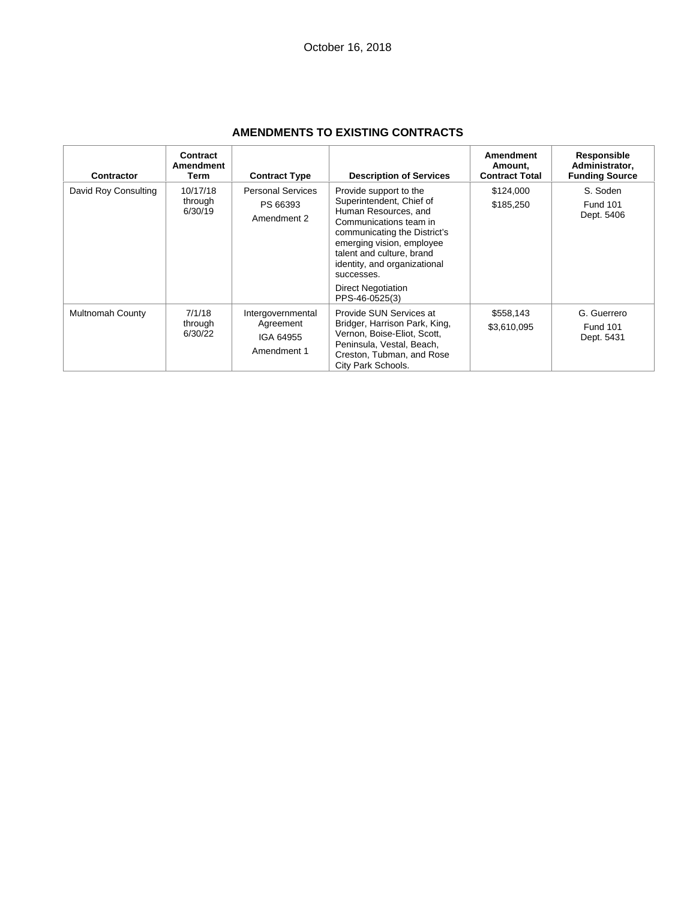October 16, 2018

## AMENDMENTS TO EXISTING CONTRACTS

| Contractor | Contract Amendment Term | Contract Type | Description of Services | Amendment Amount, Contract Total | Responsible Administrator, Funding Source |
|---|---|---|---|---|---|
| David Roy Consulting | 10/17/18 through 6/30/19 | Personal Services PS 66393 Amendment 2 | Provide support to the Superintendent, Chief of Human Resources, and Communications team in communicating the District's emerging vision, employee talent and culture, brand identity, and organizational successes. Direct Negotiation PPS-46-0525(3) | $124,000 $185,250 | S. Soden Fund 101 Dept. 5406 |
| Multnomah County | 7/1/18 through 6/30/22 | Intergovernmental Agreement IGA 64955 Amendment 1 | Provide SUN Services at Bridger, Harrison Park, King, Vernon, Boise-Eliot, Scott, Peninsula, Vestal, Beach, Creston, Tubman, and Rose City Park Schools. | $558,143 $3,610,095 | G. Guerrero Fund 101 Dept. 5431 |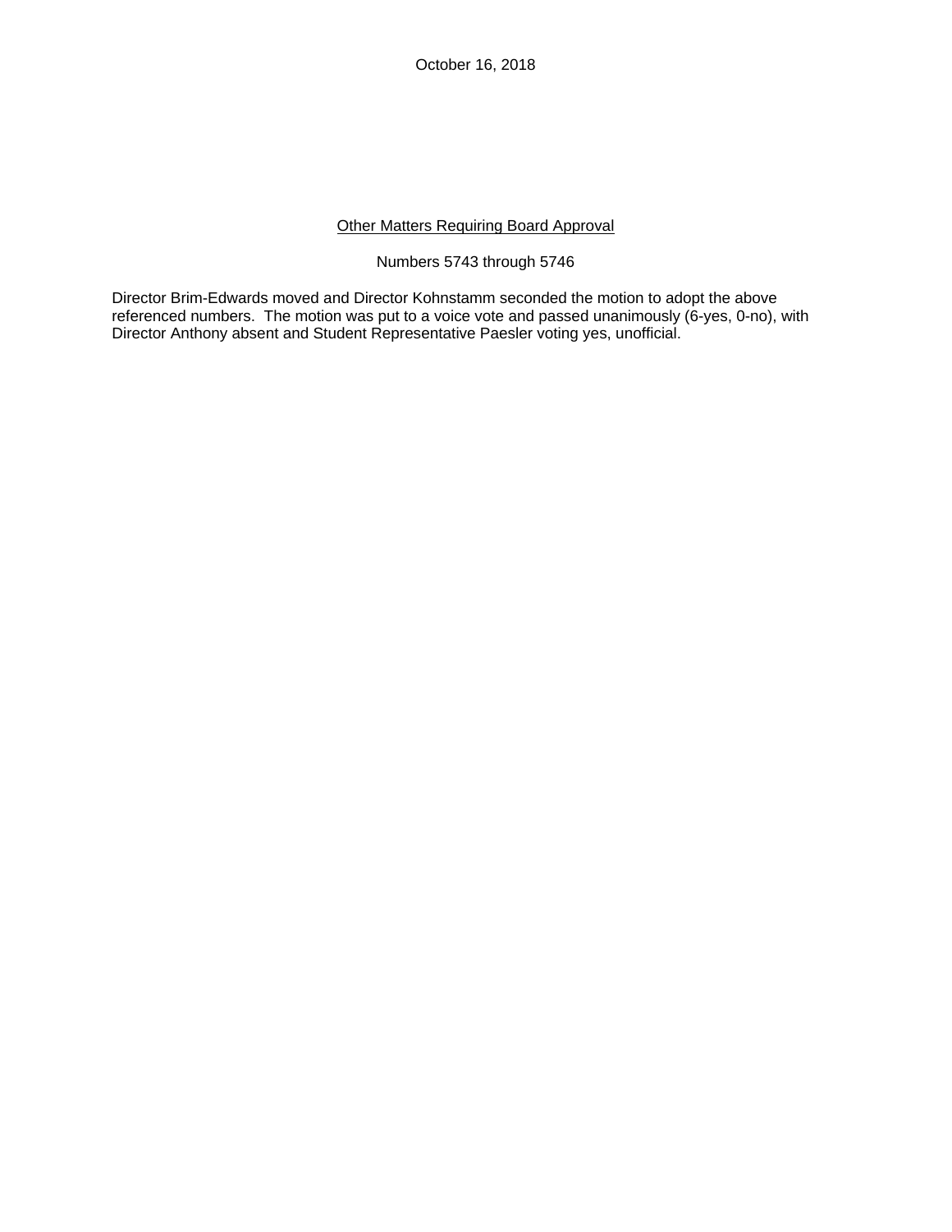October 16, 2018

Other Matters Requiring Board Approval

Numbers 5743 through 5746

Director Brim-Edwards moved and Director Kohnstamm seconded the motion to adopt the above referenced numbers. The motion was put to a voice vote and passed unanimously (6-yes, 0-no), with Director Anthony absent and Student Representative Paesler voting yes, unofficial.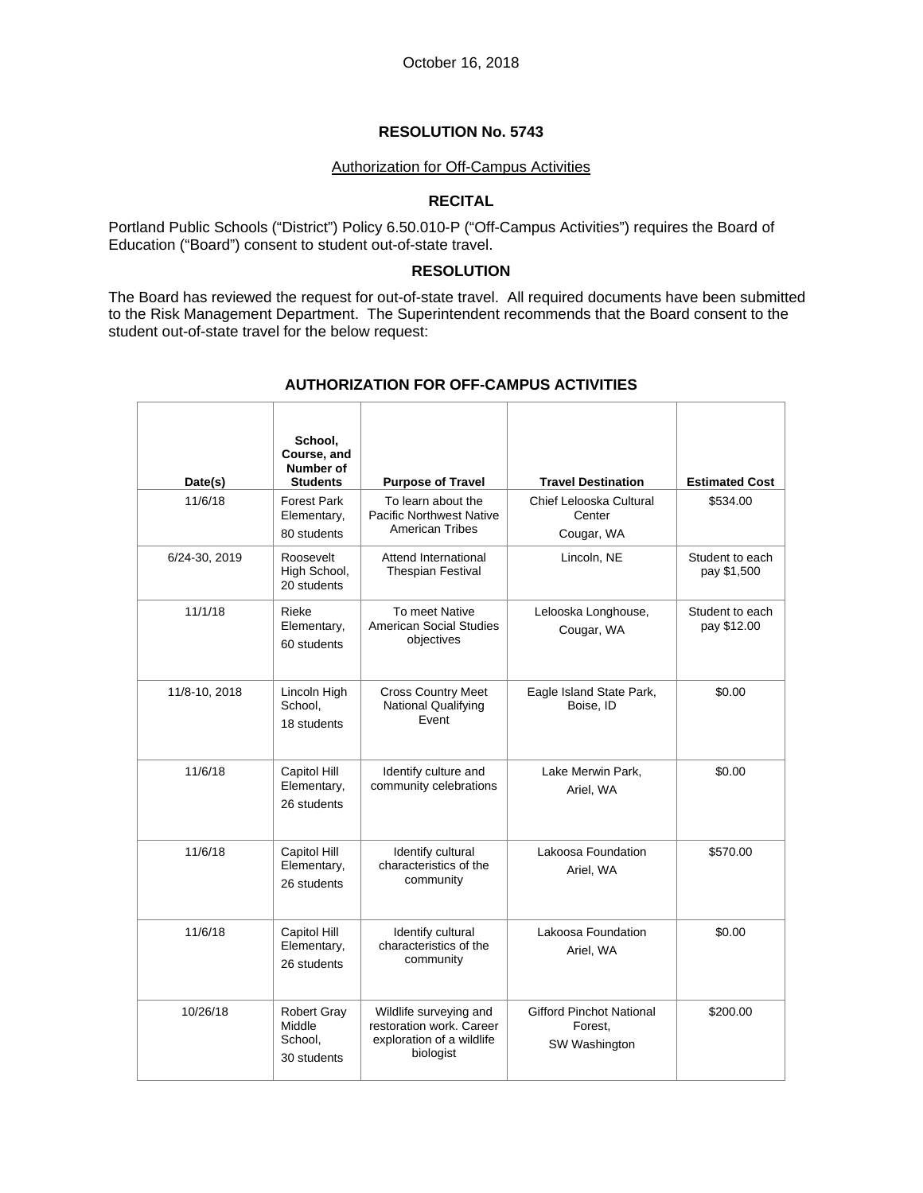October 16, 2018

# RESOLUTION No. 5743

Authorization for Off-Campus Activities

## RECITAL

Portland Public Schools ("District") Policy 6.50.010-P ("Off-Campus Activities") requires the Board of Education ("Board") consent to student out-of-state travel.

## RESOLUTION

The Board has reviewed the request for out-of-state travel. All required documents have been submitted to the Risk Management Department. The Superintendent recommends that the Board consent to the student out-of-state travel for the below request:

### AUTHORIZATION FOR OFF-CAMPUS ACTIVITIES

| Date(s) | School, Course, and Number of Students | Purpose of Travel | Travel Destination | Estimated Cost |
|---|---|---|---|---|
| 11/6/18 | Forest Park Elementary, 80 students | To learn about the Pacific Northwest Native American Tribes | Chief Lelooska Cultural Center Cougar, WA | $534.00 |
| 6/24-30, 2019 | Roosevelt High School, 20 students | Attend International Thespian Festival | Lincoln, NE | Student to each pay $1,500 |
| 11/1/18 | Rieke Elementary, 60 students | To meet Native American Social Studies objectives | Lelooska Longhouse, Cougar, WA | Student to each pay $12.00 |
| 11/8-10, 2018 | Lincoln High School, 18 students | Cross Country Meet National Qualifying Event | Eagle Island State Park, Boise, ID | $0.00 |
| 11/6/18 | Capitol Hill Elementary, 26 students | Identify culture and community celebrations | Lake Merwin Park, Ariel, WA | $0.00 |
| 11/6/18 | Capitol Hill Elementary, 26 students | Identify cultural characteristics of the community | Lakoosa Foundation Ariel, WA | $570.00 |
| 11/6/18 | Capitol Hill Elementary, 26 students | Identify cultural characteristics of the community | Lakoosa Foundation Ariel, WA | $0.00 |
| 10/26/18 | Robert Gray Middle School, 30 students | Wildlife surveying and restoration work. Career exploration of a wildlife biologist | Gifford Pinchot National Forest, SW Washington | $200.00 |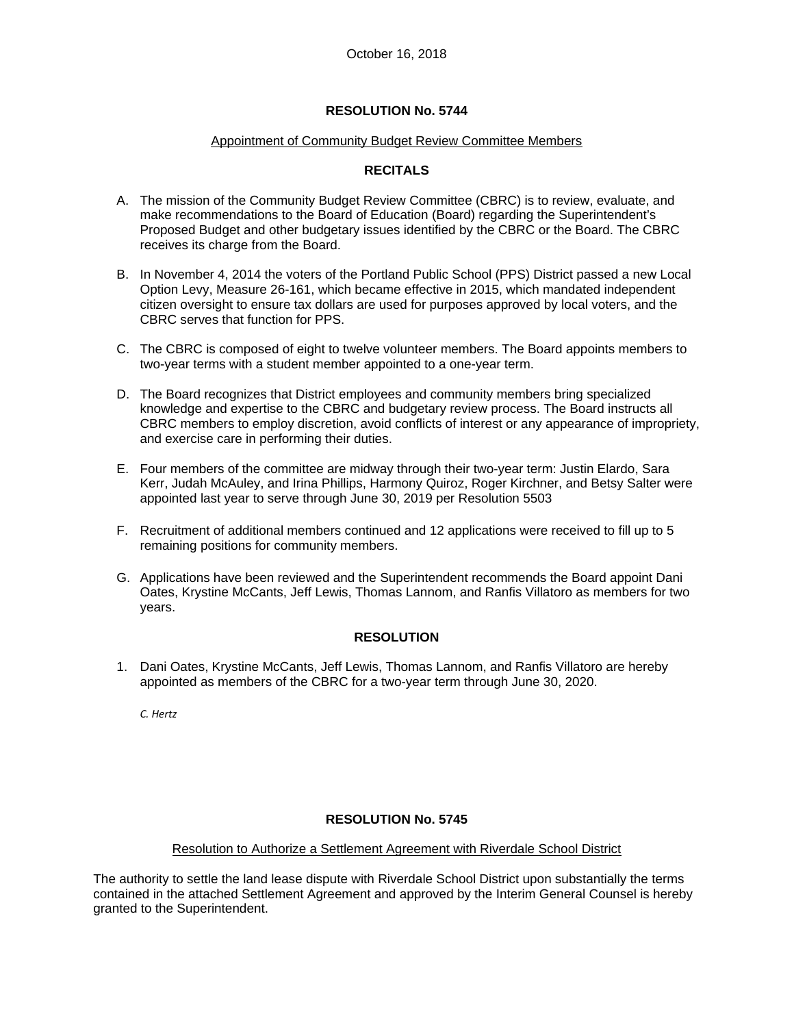October 16, 2018

### RESOLUTION No. 5744

Appointment of Community Budget Review Committee Members

### RECITALS

A. The mission of the Community Budget Review Committee (CBRC) is to review, evaluate, and make recommendations to the Board of Education (Board) regarding the Superintendent's Proposed Budget and other budgetary issues identified by the CBRC or the Board. The CBRC receives its charge from the Board.

B. In November 4, 2014 the voters of the Portland Public School (PPS) District passed a new Local Option Levy, Measure 26-161, which became effective in 2015, which mandated independent citizen oversight to ensure tax dollars are used for purposes approved by local voters, and the CBRC serves that function for PPS.

C. The CBRC is composed of eight to twelve volunteer members. The Board appoints members to two-year terms with a student member appointed to a one-year term.

D. The Board recognizes that District employees and community members bring specialized knowledge and expertise to the CBRC and budgetary review process. The Board instructs all CBRC members to employ discretion, avoid conflicts of interest or any appearance of impropriety, and exercise care in performing their duties.

E. Four members of the committee are midway through their two-year term: Justin Elardo, Sara Kerr, Judah McAuley, and Irina Phillips, Harmony Quiroz, Roger Kirchner, and Betsy Salter were appointed last year to serve through June 30, 2019 per Resolution 5503

F. Recruitment of additional members continued and 12 applications were received to fill up to 5 remaining positions for community members.

G. Applications have been reviewed and the Superintendent recommends the Board appoint Dani Oates, Krystine McCants, Jeff Lewis, Thomas Lannom, and Ranfis Villatoro as members for two years.

### RESOLUTION

1. Dani Oates, Krystine McCants, Jeff Lewis, Thomas Lannom, and Ranfis Villatoro are hereby appointed as members of the CBRC for a two-year term through June 30, 2020.

*C. Hertz*

### RESOLUTION No. 5745

Resolution to Authorize a Settlement Agreement with Riverdale School District

The authority to settle the land lease dispute with Riverdale School District upon substantially the terms contained in the attached Settlement Agreement and approved by the Interim General Counsel is hereby granted to the Superintendent.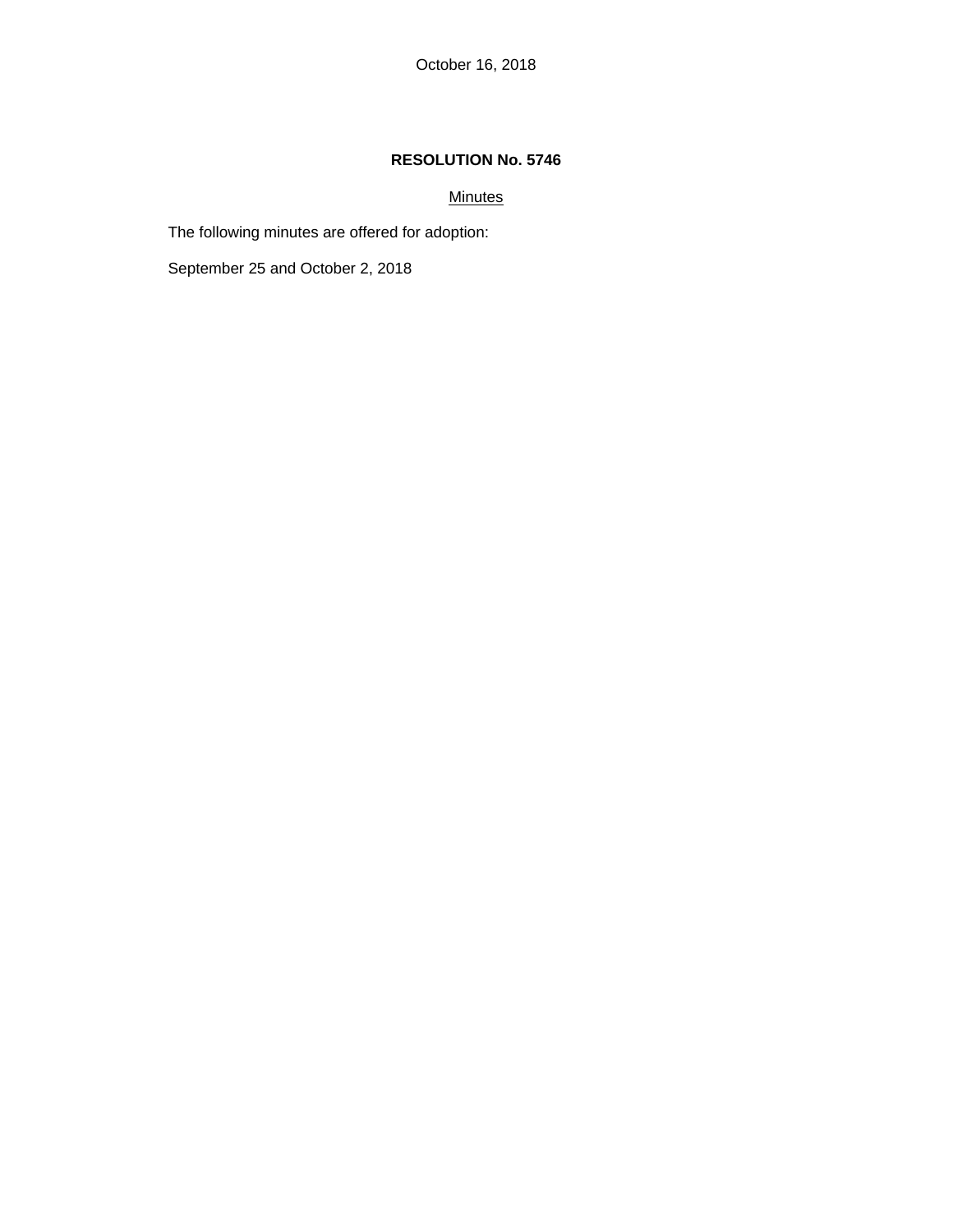October 16, 2018

**RESOLUTION No. 5746**

Minutes

The following minutes are offered for adoption:

September 25 and October 2, 2018